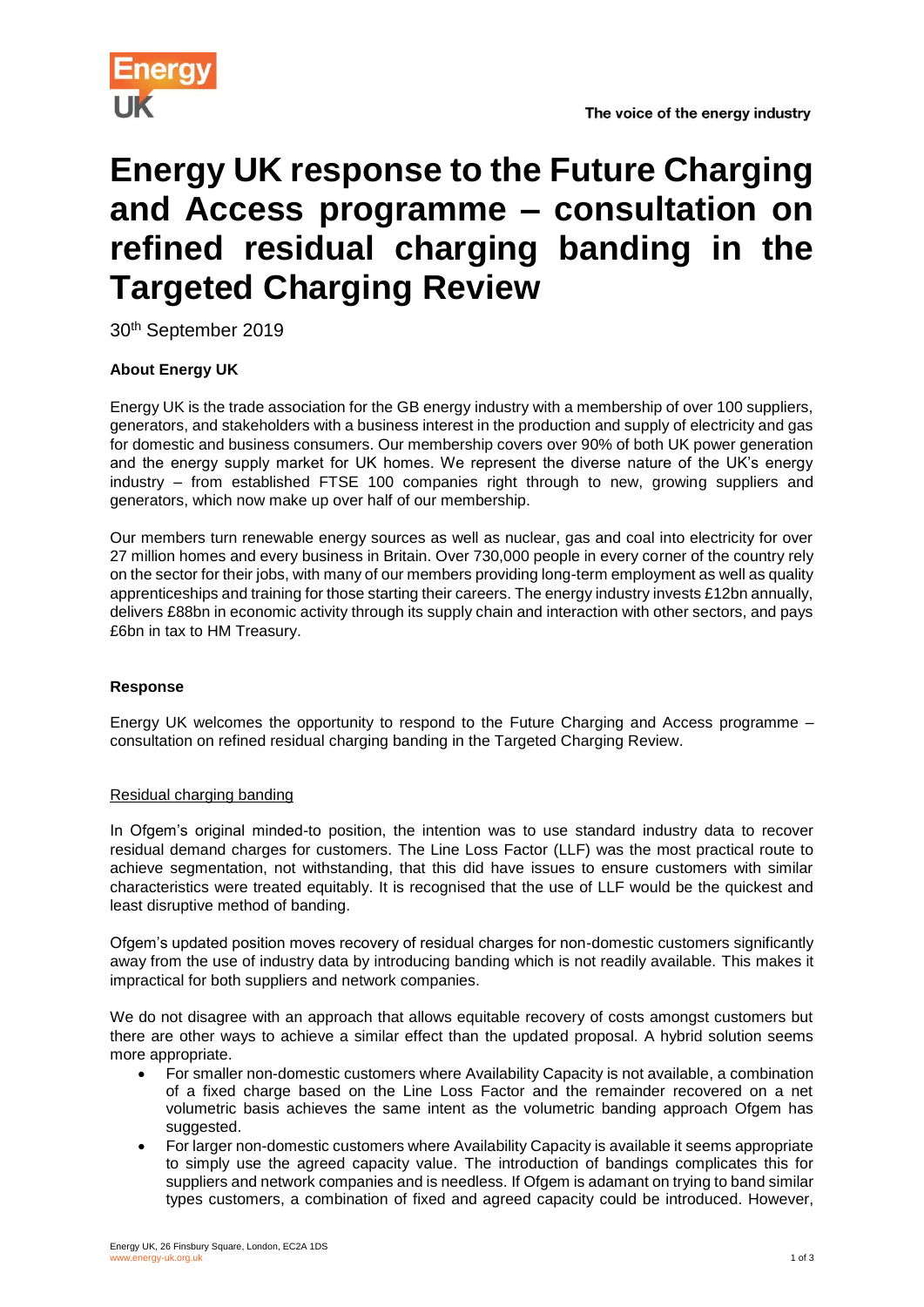# Energy UK response to the Future Charging and Access programme – consultation on refined residual charging banding in the Targeted Charging Review

30th September 2019

**About Energy UK**

Energy UK is the trade association for the GB energy industry with a membership of over 100 suppliers, generators, and stakeholders with a business interest in the production and supply of electricity and gas for domestic and business consumers. Our membership covers over 90% of both UK power generation and the energy supply market for UK homes. We represent the diverse nature of the UK's energy industry – from established FTSE 100 companies right through to new, growing suppliers and generators, which now make up over half of our membership.

Our members turn renewable energy sources as well as nuclear, gas and coal into electricity for over 27 million homes and every business in Britain. Over 730,000 people in every corner of the country rely on the sector for their jobs, with many of our members providing long-term employment as well as quality apprenticeships and training for those starting their careers. The energy industry invests £12bn annually, delivers £88bn in economic activity through its supply chain and interaction with other sectors, and pays £6bn in tax to HM Treasury.

**Response**

Energy UK welcomes the opportunity to respond to the Future Charging and Access programme – consultation on refined residual charging banding in the Targeted Charging Review.

Residual charging banding

In Ofgem's original minded-to position, the intention was to use standard industry data to recover residual demand charges for customers. The Line Loss Factor (LLF) was the most practical route to achieve segmentation, not withstanding, that this did have issues to ensure customers with similar characteristics were treated equitably. It is recognised that the use of LLF would be the quickest and least disruptive method of banding.

Ofgem's updated position moves recovery of residual charges for non-domestic customers significantly away from the use of industry data by introducing banding which is not readily available. This makes it impractical for both suppliers and network companies.

We do not disagree with an approach that allows equitable recovery of costs amongst customers but there are other ways to achieve a similar effect than the updated proposal. A hybrid solution seems more appropriate.

- For smaller non-domestic customers where Availability Capacity is not available, a combination of a fixed charge based on the Line Loss Factor and the remainder recovered on a net volumetric basis achieves the same intent as the volumetric banding approach Ofgem has suggested.
- For larger non-domestic customers where Availability Capacity is available it seems appropriate to simply use the agreed capacity value. The introduction of bandings complicates this for suppliers and network companies and is needless. If Ofgem is adamant on trying to band similar types customers, a combination of fixed and agreed capacity could be introduced. However,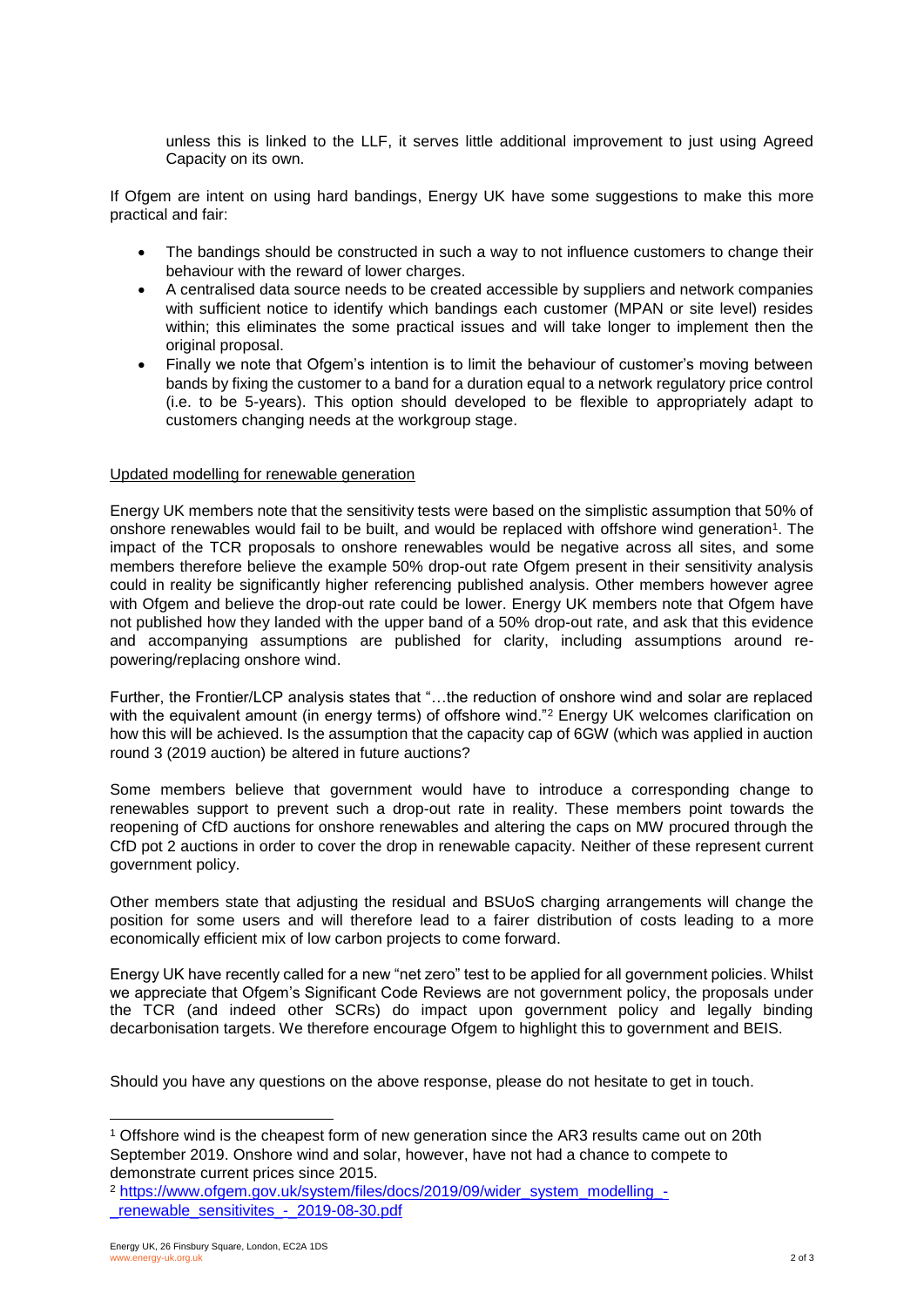unless this is linked to the LLF, it serves little additional improvement to just using Agreed Capacity on its own.

If Ofgem are intent on using hard bandings, Energy UK have some suggestions to make this more practical and fair:

- The bandings should be constructed in such a way to not influence customers to change their behaviour with the reward of lower charges.
- A centralised data source needs to be created accessible by suppliers and network companies with sufficient notice to identify which bandings each customer (MPAN or site level) resides within; this eliminates the some practical issues and will take longer to implement then the original proposal.
- Finally we note that Ofgem's intention is to limit the behaviour of customer's moving between bands by fixing the customer to a band for a duration equal to a network regulatory price control (i.e. to be 5-years). This option should developed to be flexible to appropriately adapt to customers changing needs at the workgroup stage.

Updated modelling for renewable generation

Energy UK members note that the sensitivity tests were based on the simplistic assumption that 50% of onshore renewables would fail to be built, and would be replaced with offshore wind generation[1]. The impact of the TCR proposals to onshore renewables would be negative across all sites, and some members therefore believe the example 50% drop-out rate Ofgem present in their sensitivity analysis could in reality be significantly higher referencing published analysis. Other members however agree with Ofgem and believe the drop-out rate could be lower. Energy UK members note that Ofgem have not published how they landed with the upper band of a 50% drop-out rate, and ask that this evidence and accompanying assumptions are published for clarity, including assumptions around re-powering/replacing onshore wind.

Further, the Frontier/LCP analysis states that "…the reduction of onshore wind and solar are replaced with the equivalent amount (in energy terms) of offshore wind."[2] Energy UK welcomes clarification on how this will be achieved. Is the assumption that the capacity cap of 6GW (which was applied in auction round 3 (2019 auction) be altered in future auctions?

Some members believe that government would have to introduce a corresponding change to renewables support to prevent such a drop-out rate in reality. These members point towards the reopening of CfD auctions for onshore renewables and altering the caps on MW procured through the CfD pot 2 auctions in order to cover the drop in renewable capacity. Neither of these represent current government policy.

Other members state that adjusting the residual and BSUoS charging arrangements will change the position for some users and will therefore lead to a fairer distribution of costs leading to a more economically efficient mix of low carbon projects to come forward.

Energy UK have recently called for a new "net zero" test to be applied for all government policies. Whilst we appreciate that Ofgem's Significant Code Reviews are not government policy, the proposals under the TCR (and indeed other SCRs) do impact upon government policy and legally binding decarbonisation targets. We therefore encourage Ofgem to highlight this to government and BEIS.

Should you have any questions on the above response, please do not hesitate to get in touch.

---

[1] Offshore wind is the cheapest form of new generation since the AR3 results came out on 20th September 2019. Onshore wind and solar, however, have not had a chance to compete to demonstrate current prices since 2015.

[2] https://www.ofgem.gov.uk/system/files/docs/2019/09/wider_system_modelling_-_renewable_sensitivites_-_2019-08-30.pdf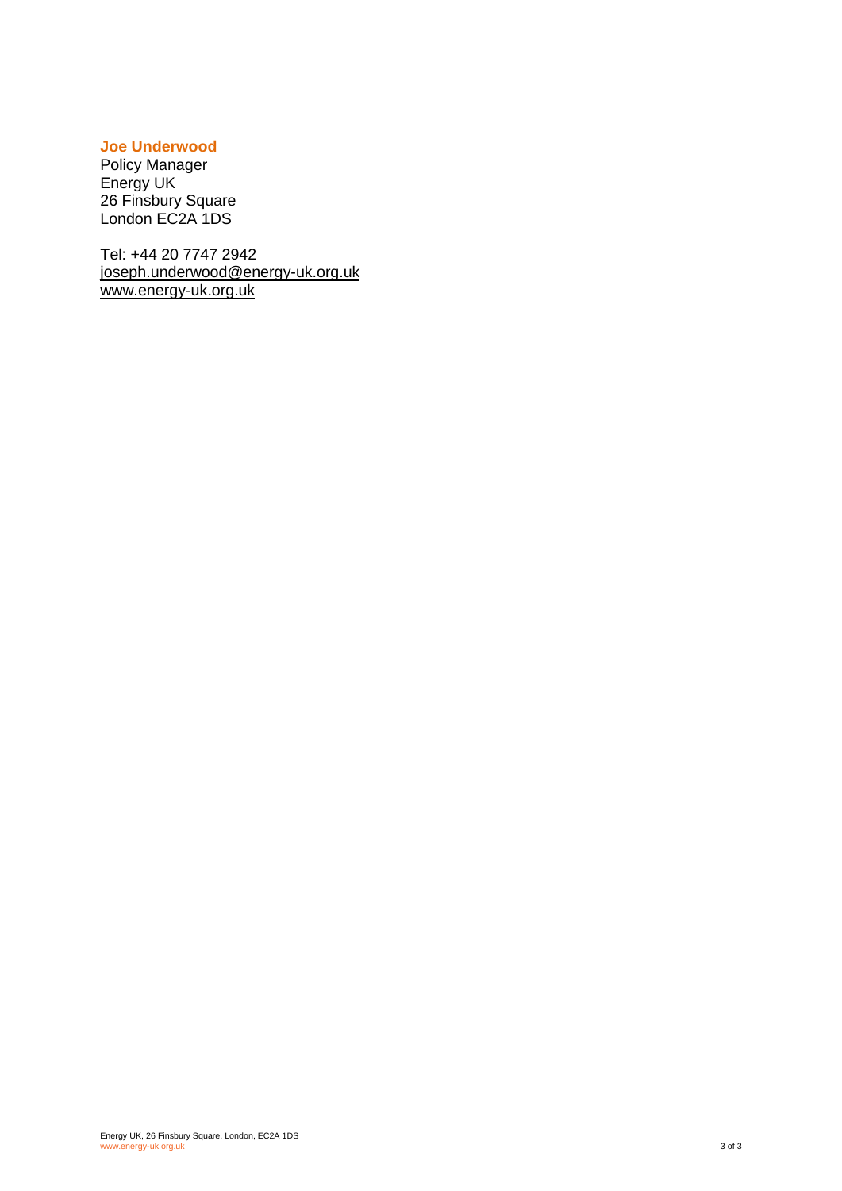**Joe Underwood**
Policy Manager
Energy UK
26 Finsbury Square
London EC2A 1DS

Tel: +44 20 7747 2942
joseph.underwood@energy-uk.org.uk
www.energy-uk.org.uk